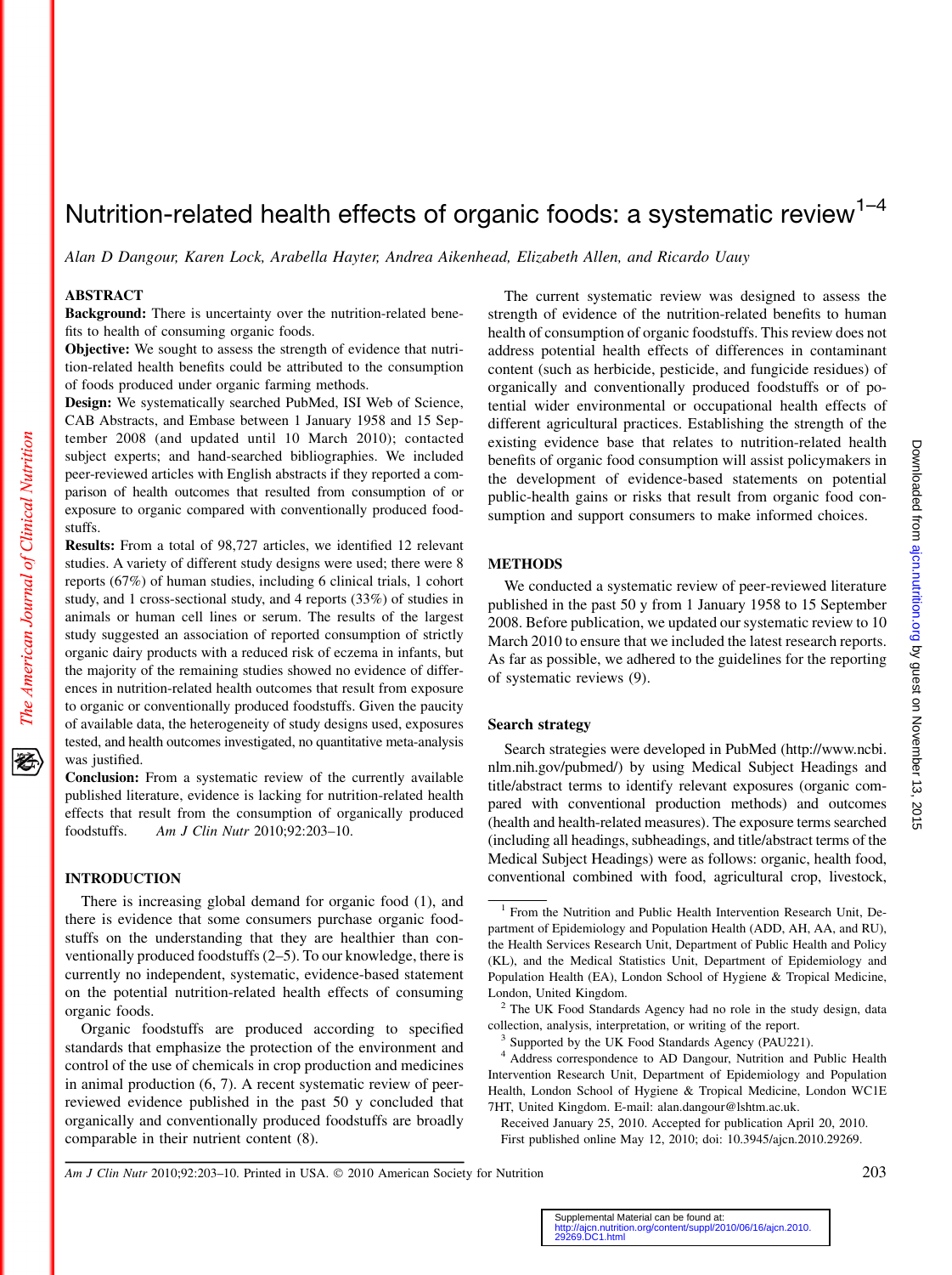# Nutrition-related health effects of organic foods: a systematic review[1–4]

*Alan D Dangour, Karen Lock, Arabella Hayter, Andrea Aikenhead, Elizabeth Allen, and Ricardo Uauy*

## ABSTRACT

**Background:** There is uncertainty over the nutrition-related benefits to health of consuming organic foods.

**Objective:** We sought to assess the strength of evidence that nutrition-related health benefits could be attributed to the consumption of foods produced under organic farming methods.

**Design:** We systematically searched PubMed, ISI Web of Science, CAB Abstracts, and Embase between 1 January 1958 and 15 September 2008 (and updated until 10 March 2010); contacted subject experts; and hand-searched bibliographies. We included peer-reviewed articles with English abstracts if they reported a comparison of health outcomes that resulted from consumption of or exposure to organic compared with conventionally produced foodstuffs.

**Results:** From a total of 98,727 articles, we identified 12 relevant studies. A variety of different study designs were used; there were 8 reports (67%) of human studies, including 6 clinical trials, 1 cohort study, and 1 cross-sectional study, and 4 reports (33%) of studies in animals or human cell lines or serum. The results of the largest study suggested an association of reported consumption of strictly organic dairy products with a reduced risk of eczema in infants, but the majority of the remaining studies showed no evidence of differences in nutrition-related health outcomes that result from exposure to organic or conventionally produced foodstuffs. Given the paucity of available data, the heterogeneity of study designs used, exposures tested, and health outcomes investigated, no quantitative meta-analysis was justified.

**Conclusion:** From a systematic review of the currently available published literature, evidence is lacking for nutrition-related health effects that result from the consumption of organically produced foodstuffs. *Am J Clin Nutr* 2010;92:203–10.

## INTRODUCTION

There is increasing global demand for organic food (1), and there is evidence that some consumers purchase organic foodstuffs on the understanding that they are healthier than conventionally produced foodstuffs (2–5). To our knowledge, there is currently no independent, systematic, evidence-based statement on the potential nutrition-related health effects of consuming organic foods.

Organic foodstuffs are produced according to specified standards that emphasize the protection of the environment and control of the use of chemicals in crop production and medicines in animal production (6, 7). A recent systematic review of peer-reviewed evidence published in the past 50 y concluded that organically and conventionally produced foodstuffs are broadly comparable in their nutrient content (8).

The current systematic review was designed to assess the strength of evidence of the nutrition-related benefits to human health of consumption of organic foodstuffs. This review does not address potential health effects of differences in contaminant content (such as herbicide, pesticide, and fungicide residues) of organically and conventionally produced foodstuffs or of potential wider environmental or occupational health effects of different agricultural practices. Establishing the strength of the existing evidence base that relates to nutrition-related health benefits of organic food consumption will assist policymakers in the development of evidence-based statements on potential public-health gains or risks that result from organic food consumption and support consumers to make informed choices.

## METHODS

We conducted a systematic review of peer-reviewed literature published in the past 50 y from 1 January 1958 to 15 September 2008. Before publication, we updated our systematic review to 10 March 2010 to ensure that we included the latest research reports. As far as possible, we adhered to the guidelines for the reporting of systematic reviews (9).

### Search strategy

Search strategies were developed in PubMed (http://www.ncbi.nlm.nih.gov/pubmed/) by using Medical Subject Headings and title/abstract terms to identify relevant exposures (organic compared with conventional production methods) and outcomes (health and health-related measures). The exposure terms searched (including all headings, subheadings, and title/abstract terms of the Medical Subject Headings) were as follows: organic, health food, conventional combined with food, agricultural crop, livestock,

---

[1] From the Nutrition and Public Health Intervention Research Unit, Department of Epidemiology and Population Health (ADD, AH, AA, and RU), the Health Services Research Unit, Department of Public Health and Policy (KL), and the Medical Statistics Unit, Department of Epidemiology and Population Health (EA), London School of Hygiene & Tropical Medicine, London, United Kingdom.

[2] The UK Food Standards Agency had no role in the study design, data collection, analysis, interpretation, or writing of the report.

[3] Supported by the UK Food Standards Agency (PAU221).

[4] Address correspondence to AD Dangour, Nutrition and Public Health Intervention Research Unit, Department of Epidemiology and Population Health, London School of Hygiene & Tropical Medicine, London WC1E 7HT, United Kingdom. E-mail: alan.dangour@lshtm.ac.uk.

Received January 25, 2010. Accepted for publication April 20, 2010.

First published online May 12, 2010; doi: 10.3945/ajcn.2010.29269.

Supplemental Material can be found at: http://ajcn.nutrition.org/content/suppl/2010/06/16/ajcn.2010.29269.DC1.html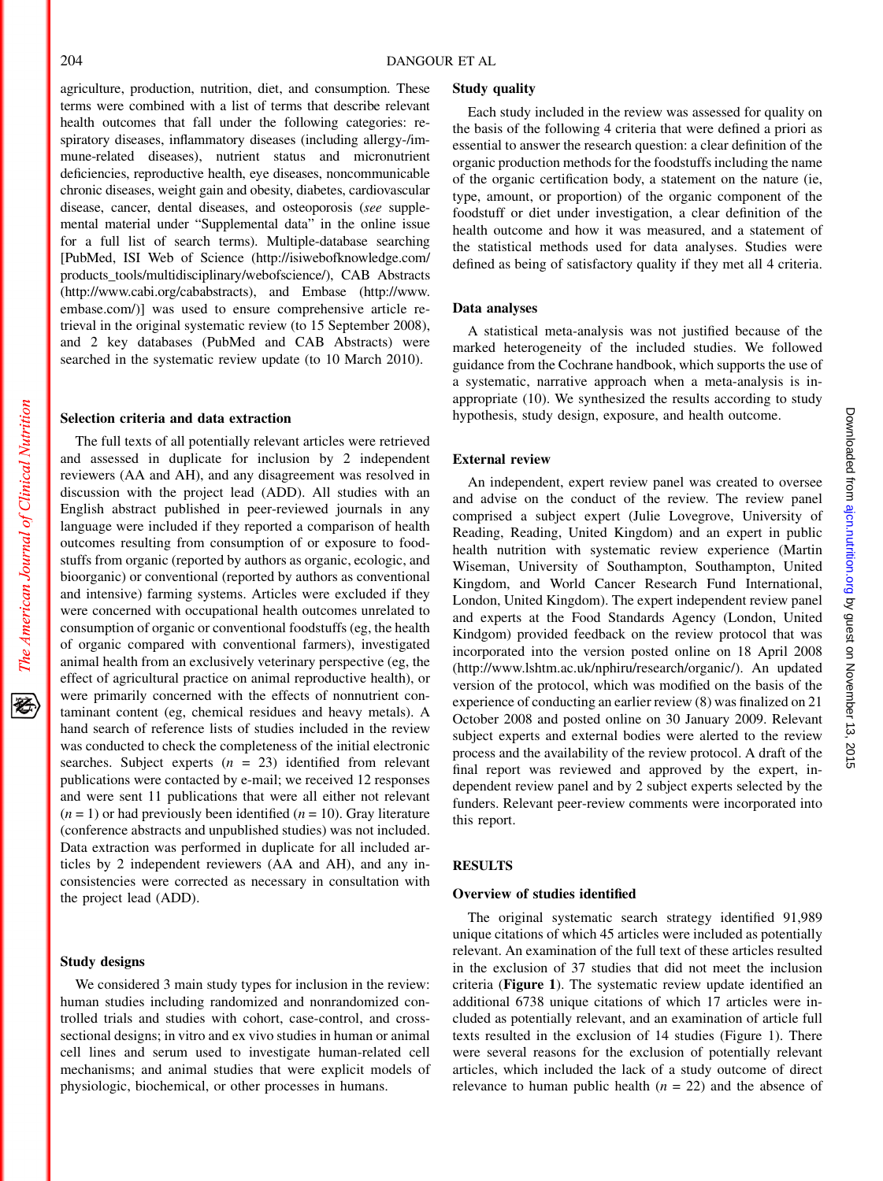agriculture, production, nutrition, diet, and consumption. These terms were combined with a list of terms that describe relevant health outcomes that fall under the following categories: respiratory diseases, inflammatory diseases (including allergy-/immune-related diseases), nutrient status and micronutrient deficiencies, reproductive health, eye diseases, noncommunicable chronic diseases, weight gain and obesity, diabetes, cardiovascular disease, cancer, dental diseases, and osteoporosis (*see* supplemental material under "Supplemental data" in the online issue for a full list of search terms). Multiple-database searching [PubMed, ISI Web of Science (http://isiwebofknowledge.com/products_tools/multidisciplinary/webofscience/), CAB Abstracts (http://www.cabi.org/cababstracts), and Embase (http://www.embase.com/)] was used to ensure comprehensive article retrieval in the original systematic review (to 15 September 2008), and 2 key databases (PubMed and CAB Abstracts) were searched in the systematic review update (to 10 March 2010).

### Selection criteria and data extraction

The full texts of all potentially relevant articles were retrieved and assessed in duplicate for inclusion by 2 independent reviewers (AA and AH), and any disagreement was resolved in discussion with the project lead (ADD). All studies with an English abstract published in peer-reviewed journals in any language were included if they reported a comparison of health outcomes resulting from consumption of or exposure to foodstuffs from organic (reported by authors as organic, ecologic, and bioorganic) or conventional (reported by authors as conventional and intensive) farming systems. Articles were excluded if they were concerned with occupational health outcomes unrelated to consumption of organic or conventional foodstuffs (eg, the health of organic compared with conventional farmers), investigated animal health from an exclusively veterinary perspective (eg, the effect of agricultural practice on animal reproductive health), or were primarily concerned with the effects of nonnutrient contaminant content (eg, chemical residues and heavy metals). A hand search of reference lists of studies included in the review was conducted to check the completeness of the initial electronic searches. Subject experts ($n$ = 23) identified from relevant publications were contacted by e-mail; we received 12 responses and were sent 11 publications that were all either not relevant ($n$ = 1) or had previously been identified ($n$ = 10). Gray literature (conference abstracts and unpublished studies) was not included. Data extraction was performed in duplicate for all included articles by 2 independent reviewers (AA and AH), and any inconsistencies were corrected as necessary in consultation with the project lead (ADD).

### Study designs

We considered 3 main study types for inclusion in the review: human studies including randomized and nonrandomized controlled trials and studies with cohort, case-control, and cross-sectional designs; in vitro and ex vivo studies in human or animal cell lines and serum used to investigate human-related cell mechanisms; and animal studies that were explicit models of physiologic, biochemical, or other processes in humans.

### Study quality

Each study included in the review was assessed for quality on the basis of the following 4 criteria that were defined a priori as essential to answer the research question: a clear definition of the organic production methods for the foodstuffs including the name of the organic certification body, a statement on the nature (ie, type, amount, or proportion) of the organic component of the foodstuff or diet under investigation, a clear definition of the health outcome and how it was measured, and a statement of the statistical methods used for data analyses. Studies were defined as being of satisfactory quality if they met all 4 criteria.

### Data analyses

A statistical meta-analysis was not justified because of the marked heterogeneity of the included studies. We followed guidance from the Cochrane handbook, which supports the use of a systematic, narrative approach when a meta-analysis is inappropriate (10). We synthesized the results according to study hypothesis, study design, exposure, and health outcome.

### External review

An independent, expert review panel was created to oversee and advise on the conduct of the review. The review panel comprised a subject expert (Julie Lovegrove, University of Reading, Reading, United Kingdom) and an expert in public health nutrition with systematic review experience (Martin Wiseman, University of Southampton, Southampton, United Kingdom, and World Cancer Research Fund International, London, United Kingdom). The expert independent review panel and experts at the Food Standards Agency (London, United Kindgom) provided feedback on the review protocol that was incorporated into the version posted online on 18 April 2008 (http://www.lshtm.ac.uk/nphiru/research/organic/). An updated version of the protocol, which was modified on the basis of the experience of conducting an earlier review (8) was finalized on 21 October 2008 and posted online on 30 January 2009. Relevant subject experts and external bodies were alerted to the review process and the availability of the review protocol. A draft of the final report was reviewed and approved by the expert, independent review panel and by 2 subject experts selected by the funders. Relevant peer-review comments were incorporated into this report.

## RESULTS

### Overview of studies identified

The original systematic search strategy identified 91,989 unique citations of which 45 articles were included as potentially relevant. An examination of the full text of these articles resulted in the exclusion of 37 studies that did not meet the inclusion criteria (**Figure 1**). The systematic review update identified an additional 6738 unique citations of which 17 articles were included as potentially relevant, and an examination of article full texts resulted in the exclusion of 14 studies (Figure 1). There were several reasons for the exclusion of potentially relevant articles, which included the lack of a study outcome of direct relevance to human public health ($n$ = 22) and the absence of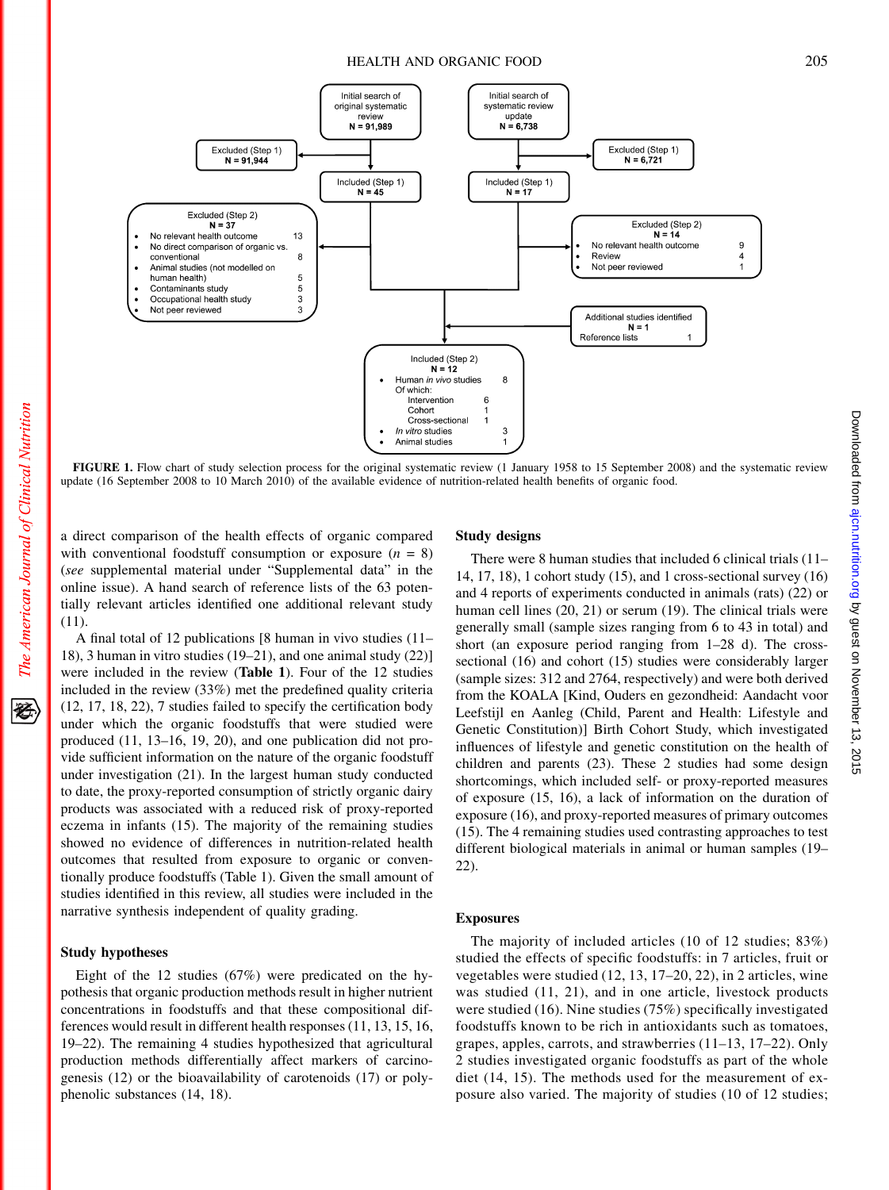Initial search of original systematic review
N = 91,989

Initial search of systematic review update
N = 6,738

Excluded (Step 1)
N = 91,944

Excluded (Step 1)
N = 6,721

Included (Step 1)
N = 45

Included (Step 1)
N = 17

Excluded (Step 2)
N = 37

- No relevant health outcome 13
- No direct comparison of organic vs. conventional 8
- Animal studies (not modelled on human health) 5
- Contaminants study 5
- Occupational health study 3
- Not peer reviewed 3

Excluded (Step 2)
N = 14

- No relevant health outcome 9
- Review 4
- Not peer reviewed 1

Additional studies identified
N = 1
Reference lists 1

Included (Step 2)
N = 12

- Human *in vivo* studies 8
  Of which:
  Intervention 6
  Cohort 1
  Cross-sectional 1
- *In vitro* studies 3
- Animal studies 1

**FIGURE 1.** Flow chart of study selection process for the original systematic review (1 January 1958 to 15 September 2008) and the systematic review update (16 September 2008 to 10 March 2010) of the available evidence of nutrition-related health benefits of organic food.

a direct comparison of the health effects of organic compared with conventional foodstuff consumption or exposure ($n$ = 8) (*see* supplemental material under "Supplemental data" in the online issue). A hand search of reference lists of the 63 potentially relevant articles identified one additional relevant study (11).

A final total of 12 publications [8 human in vivo studies (11–18), 3 human in vitro studies (19–21), and one animal study (22)] were included in the review (**Table 1**). Four of the 12 studies included in the review (33%) met the predefined quality criteria (12, 17, 18, 22), 7 studies failed to specify the certification body under which the organic foodstuffs that were studied were produced (11, 13–16, 19, 20), and one publication did not provide sufficient information on the nature of the organic foodstuff under investigation (21). In the largest human study conducted to date, the proxy-reported consumption of strictly organic dairy products was associated with a reduced risk of proxy-reported eczema in infants (15). The majority of the remaining studies showed no evidence of differences in nutrition-related health outcomes that resulted from exposure to organic or conventionally produce foodstuffs (Table 1). Given the small amount of studies identified in this review, all studies were included in the narrative synthesis independent of quality grading.

### Study hypotheses

Eight of the 12 studies (67%) were predicated on the hypothesis that organic production methods result in higher nutrient concentrations in foodstuffs and that these compositional differences would result in different health responses (11, 13, 15, 16, 19–22). The remaining 4 studies hypothesized that agricultural production methods differentially affect markers of carcinogenesis (12) or the bioavailability of carotenoids (17) or polyphenolic substances (14, 18).

### Study designs

There were 8 human studies that included 6 clinical trials (11–14, 17, 18), 1 cohort study (15), and 1 cross-sectional survey (16) and 4 reports of experiments conducted in animals (rats) (22) or human cell lines (20, 21) or serum (19). The clinical trials were generally small (sample sizes ranging from 6 to 43 in total) and short (an exposure period ranging from 1–28 d). The cross-sectional (16) and cohort (15) studies were considerably larger (sample sizes: 312 and 2764, respectively) and were both derived from the KOALA [Kind, Ouders en gezondheid: Aandacht voor Leefstijl en Aanleg (Child, Parent and Health: Lifestyle and Genetic Constitution)] Birth Cohort Study, which investigated influences of lifestyle and genetic constitution on the health of children and parents (23). These 2 studies had some design shortcomings, which included self- or proxy-reported measures of exposure (15, 16), a lack of information on the duration of exposure (16), and proxy-reported measures of primary outcomes (15). The 4 remaining studies used contrasting approaches to test different biological materials in animal or human samples (19–22).

### Exposures

The majority of included articles (10 of 12 studies; 83%) studied the effects of specific foodstuffs: in 7 articles, fruit or vegetables were studied (12, 13, 17–20, 22), in 2 articles, wine was studied (11, 21), and in one article, livestock products were studied (16). Nine studies (75%) specifically investigated foodstuffs known to be rich in antioxidants such as tomatoes, grapes, apples, carrots, and strawberries (11–13, 17–22). Only 2 studies investigated organic foodstuffs as part of the whole diet (14, 15). The methods used for the measurement of exposure also varied. The majority of studies (10 of 12 studies;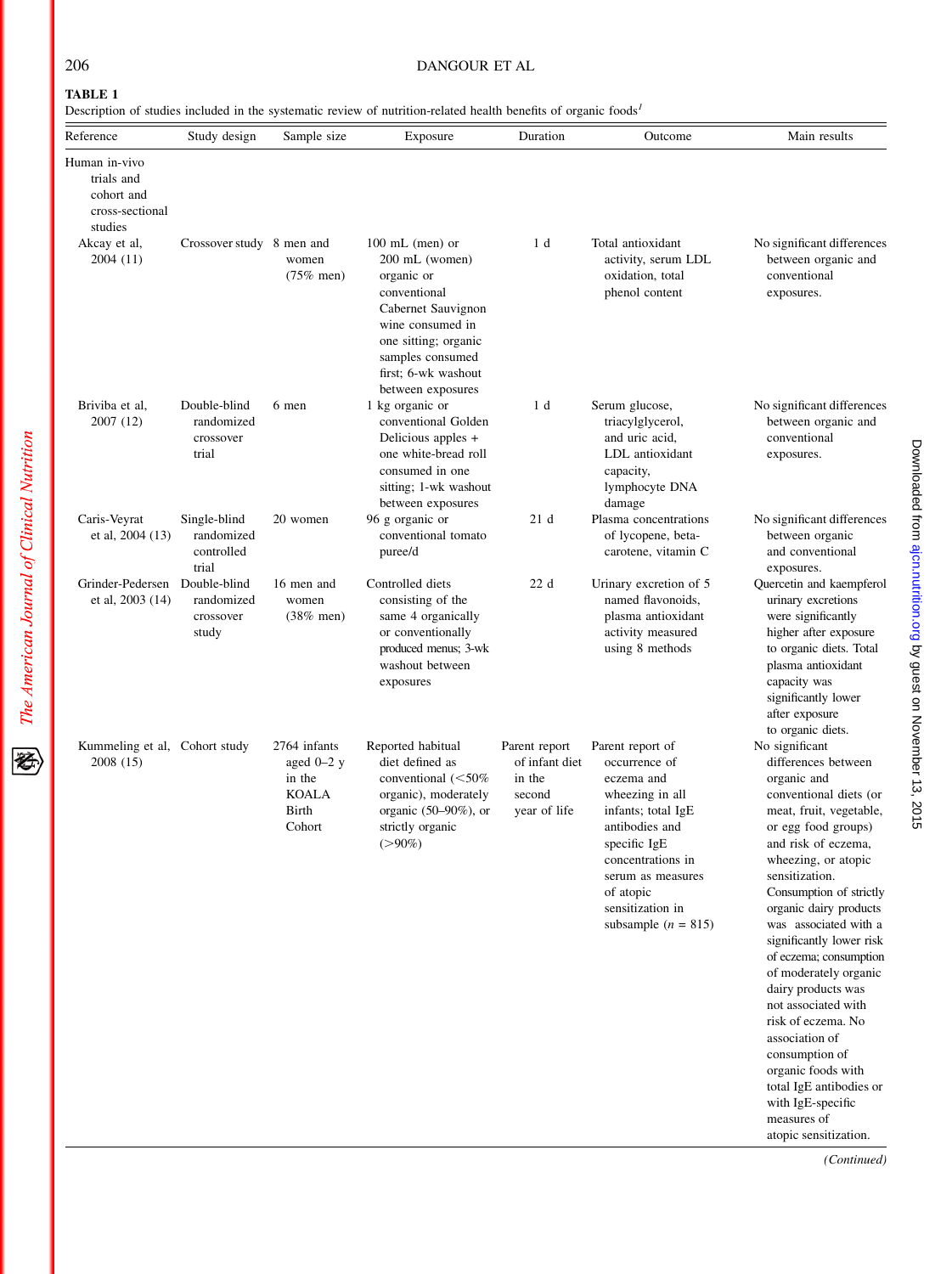**TABLE 1**

Description of studies included in the systematic review of nutrition-related health benefits of organic foods[1]

| Reference | Study design | Sample size | Exposure | Duration | Outcome | Main results |
|---|---|---|---|---|---|---|
| Human in-vivo trials and cohort and cross-sectional studies | | | | | | |
| Akcay et al, 2004 (11) | Crossover study | 8 men and women (75% men) | 100 mL (men) or 200 mL (women) organic or conventional Cabernet Sauvignon wine consumed in one sitting; organic samples consumed first; 6-wk washout between exposures | 1 d | Total antioxidant activity, serum LDL oxidation, total phenol content | No significant differences between organic and conventional exposures. |
| Briviba et al, 2007 (12) | Double-blind randomized crossover trial | 6 men | 1 kg organic or conventional Golden Delicious apples + one white-bread roll consumed in one sitting; 1-wk washout between exposures | 1 d | Serum glucose, triacylglycerol, and uric acid, LDL antioxidant capacity, lymphocyte DNA damage | No significant differences between organic and conventional exposures. |
| Caris-Veyrat et al, 2004 (13) | Single-blind randomized controlled trial | 20 women | 96 g organic or conventional tomato puree/d | 21 d | Plasma concentrations of lycopene, beta-carotene, vitamin C | No significant differences between organic and conventional exposures. |
| Grinder-Pedersen et al, 2003 (14) | Double-blind randomized crossover study | 16 men and women (38% men) | Controlled diets consisting of the same 4 organically or conventionally produced menus; 3-wk washout between exposures | 22 d | Urinary excretion of 5 named flavonoids, plasma antioxidant activity measured using 8 methods | Quercetin and kaempferol urinary excretions were significantly higher after exposure to organic diets. Total plasma antioxidant capacity was significantly lower after exposure to organic diets. |
| Kummeling et al, 2008 (15) | Cohort study | 2764 infants aged 0–2 y in the KOALA Birth Cohort | Reported habitual diet defined as conventional (<50% organic), moderately organic (50–90%), or strictly organic (>90%) | Parent report of infant diet in the second year of life | Parent report of occurrence of eczema and wheezing in all infants; total IgE antibodies and specific IgE concentrations in serum as measures of atopic sensitization in subsample ($n$ = 815) | No significant differences between organic and conventional diets (or meat, fruit, vegetable, or egg food groups) and risk of eczema, wheezing, or atopic sensitization. Consumption of strictly organic dairy products was associated with a significantly lower risk of eczema; consumption of moderately organic dairy products was not associated with risk of eczema. No association of consumption of organic foods with total IgE antibodies or with IgE-specific measures of atopic sensitization. |

*(Continued)*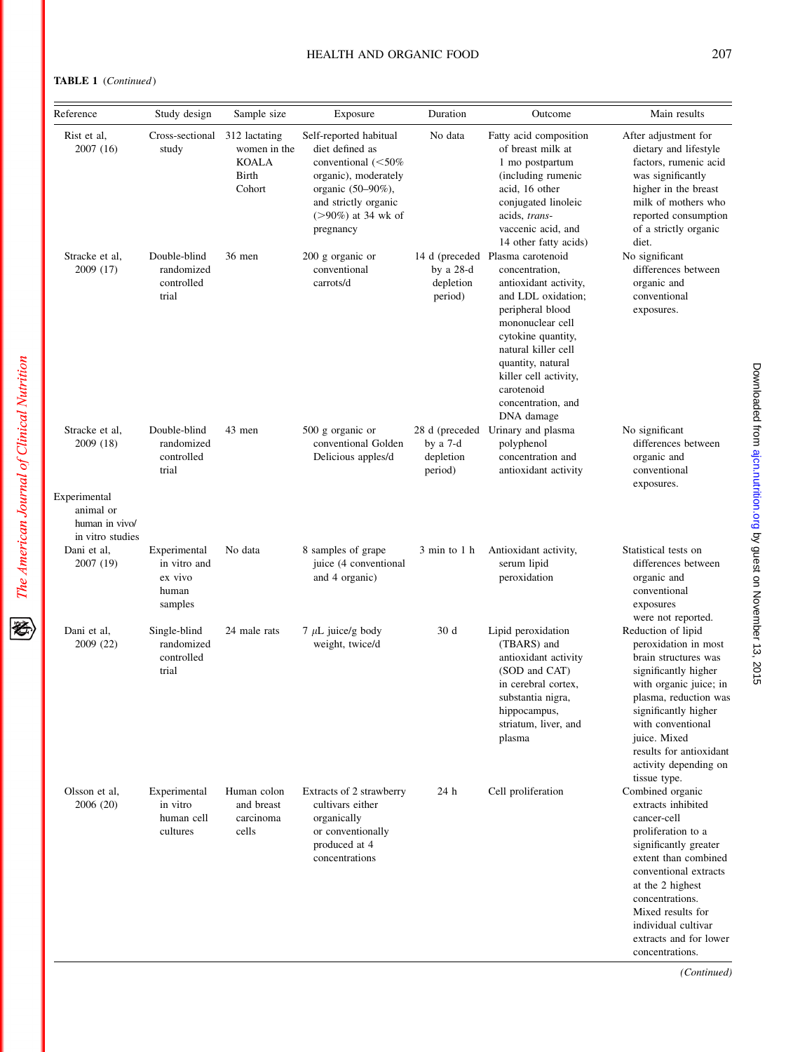**TABLE 1** (*Continued*)

| Reference | Study design | Sample size | Exposure | Duration | Outcome | Main results |
|---|---|---|---|---|---|---|
| Rist et al, 2007 (16) | Cross-sectional study | 312 lactating women in the KOALA Birth Cohort | Self-reported habitual diet defined as conventional (<50% organic), moderately organic (50–90%), and strictly organic (>90%) at 34 wk of pregnancy | No data | Fatty acid composition of breast milk at 1 mo postpartum (including rumenic acid, 16 other conjugated linoleic acids, *trans*-vaccenic acid, and 14 other fatty acids) | After adjustment for dietary and lifestyle factors, rumenic acid was significantly higher in the breast milk of mothers who reported consumption of a strictly organic diet. |
| Stracke et al, 2009 (17) | Double-blind randomized controlled trial | 36 men | 200 g organic or conventional carrots/d | 14 d (preceded by a 28-d depletion period) | Plasma carotenoid concentration, antioxidant activity, and LDL oxidation; peripheral blood mononuclear cell cytokine quantity, natural killer cell quantity, natural killer cell activity, carotenoid concentration, and DNA damage | No significant differences between organic and conventional exposures. |
| Stracke et al, 2009 (18) | Double-blind randomized controlled trial | 43 men | 500 g organic or conventional Golden Delicious apples/d | 28 d (preceded by a 7-d depletion period) | Urinary and plasma polyphenol concentration and antioxidant activity | No significant differences between organic and conventional exposures. |
| Experimental animal or human in vivo/in vitro studies | | | | | | |
| Dani et al, 2007 (19) | Experimental in vitro and ex vivo human samples | No data | 8 samples of grape juice (4 conventional and 4 organic) | 3 min to 1 h | Antioxidant activity, serum lipid peroxidation | Statistical tests on differences between organic and conventional exposures were not reported. |
| Dani et al, 2009 (22) | Single-blind randomized controlled trial | 24 male rats | 7 μL juice/g body weight, twice/d | 30 d | Lipid peroxidation (TBARS) and antioxidant activity (SOD and CAT) in cerebral cortex, substantia nigra, hippocampus, striatum, liver, and plasma | Reduction of lipid peroxidation in most brain structures was significantly higher with organic juice; in plasma, reduction was significantly higher with conventional juice. Mixed results for antioxidant activity depending on tissue type. |
| Olsson et al, 2006 (20) | Experimental in vitro human cell cultures | Human colon and breast carcinoma cells | Extracts of 2 strawberry cultivars either organically or conventionally produced at 4 concentrations | 24 h | Cell proliferation | Combined organic extracts inhibited cancer-cell proliferation to a significantly greater extent than combined conventional extracts at the 2 highest concentrations. Mixed results for individual cultivar extracts and for lower concentrations. |

(*Continued*)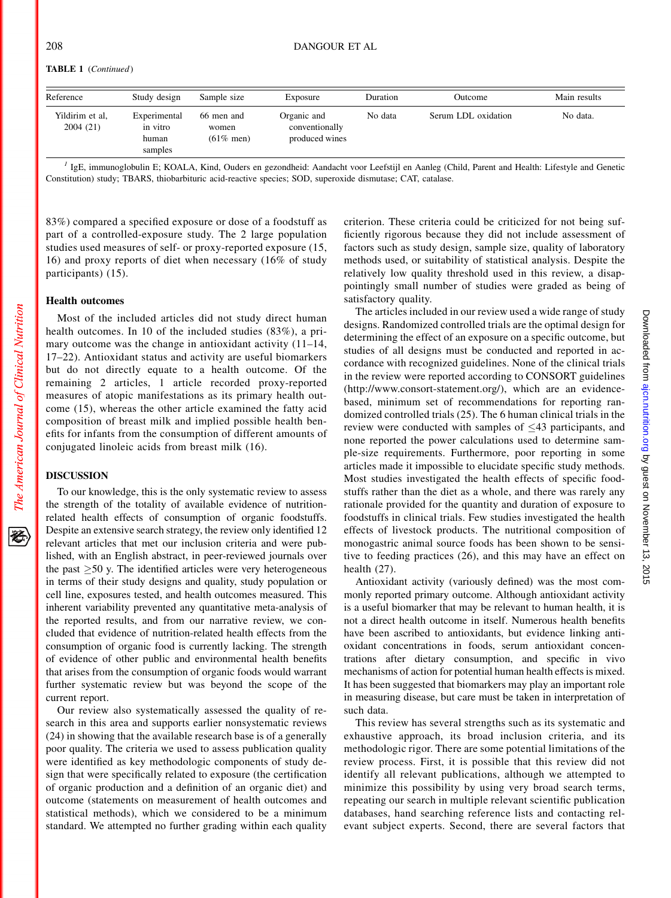**TABLE 1** (*Continued*)

| Reference | Study design | Sample size | Exposure | Duration | Outcome | Main results |
|---|---|---|---|---|---|---|
| Yildirim et al, 2004 (21) | Experimental in vitro human samples | 66 men and women (61% men) | Organic and conventionally produced wines | No data | Serum LDL oxidation | No data. |

[1] IgE, immunoglobulin E; KOALA, Kind, Ouders en gezondheid: Aandacht voor Leefstijl en Aanleg (Child, Parent and Health: Lifestyle and Genetic Constitution) study; TBARS, thiobarbituric acid-reactive species; SOD, superoxide dismutase; CAT, catalase.

83%) compared a specified exposure or dose of a foodstuff as part of a controlled-exposure study. The 2 large population studies used measures of self- or proxy-reported exposure (15, 16) and proxy reports of diet when necessary (16% of study participants) (15).

### Health outcomes

Most of the included articles did not study direct human health outcomes. In 10 of the included studies (83%), a primary outcome was the change in antioxidant activity (11–14, 17–22). Antioxidant status and activity are useful biomarkers but do not directly equate to a health outcome. Of the remaining 2 articles, 1 article recorded proxy-reported measures of atopic manifestations as its primary health outcome (15), whereas the other article examined the fatty acid composition of breast milk and implied possible health benefits for infants from the consumption of different amounts of conjugated linoleic acids from breast milk (16).

## DISCUSSION

To our knowledge, this is the only systematic review to assess the strength of the totality of available evidence of nutrition-related health effects of consumption of organic foodstuffs. Despite an extensive search strategy, the review only identified 12 relevant articles that met our inclusion criteria and were published, with an English abstract, in peer-reviewed journals over the past ≥50 y. The identified articles were very heterogeneous in terms of their study designs and quality, study population or cell line, exposures tested, and health outcomes measured. This inherent variability prevented any quantitative meta-analysis of the reported results, and from our narrative review, we concluded that evidence of nutrition-related health effects from the consumption of organic food is currently lacking. The strength of evidence of other public and environmental health benefits that arises from the consumption of organic foods would warrant further systematic review but was beyond the scope of the current report.

Our review also systematically assessed the quality of research in this area and supports earlier nonsystematic reviews (24) in showing that the available research base is of a generally poor quality. The criteria we used to assess publication quality were identified as key methodologic components of study design that were specifically related to exposure (the certification of organic production and a definition of an organic diet) and outcome (statements on measurement of health outcomes and statistical methods), which we considered to be a minimum standard. We attempted no further grading within each quality criterion. These criteria could be criticized for not being sufficiently rigorous because they did not include assessment of factors such as study design, sample size, quality of laboratory methods used, or suitability of statistical analysis. Despite the relatively low quality threshold used in this review, a disappointingly small number of studies were graded as being of satisfactory quality.

The articles included in our review used a wide range of study designs. Randomized controlled trials are the optimal design for determining the effect of an exposure on a specific outcome, but studies of all designs must be conducted and reported in accordance with recognized guidelines. None of the clinical trials in the review were reported according to CONSORT guidelines (http://www.consort-statement.org/), which are an evidence-based, minimum set of recommendations for reporting randomized controlled trials (25). The 6 human clinical trials in the review were conducted with samples of ≤43 participants, and none reported the power calculations used to determine sample-size requirements. Furthermore, poor reporting in some articles made it impossible to elucidate specific study methods. Most studies investigated the health effects of specific foodstuffs rather than the diet as a whole, and there was rarely any rationale provided for the quantity and duration of exposure to foodstuffs in clinical trials. Few studies investigated the health effects of livestock products. The nutritional composition of monogastric animal source foods has been shown to be sensitive to feeding practices (26), and this may have an effect on health (27).

Antioxidant activity (variously defined) was the most commonly reported primary outcome. Although antioxidant activity is a useful biomarker that may be relevant to human health, it is not a direct health outcome in itself. Numerous health benefits have been ascribed to antioxidants, but evidence linking antioxidant concentrations in foods, serum antioxidant concentrations after dietary consumption, and specific in vivo mechanisms of action for potential human health effects is mixed. It has been suggested that biomarkers may play an important role in measuring disease, but care must be taken in interpretation of such data.

This review has several strengths such as its systematic and exhaustive approach, its broad inclusion criteria, and its methodologic rigor. There are some potential limitations of the review process. First, it is possible that this review did not identify all relevant publications, although we attempted to minimize this possibility by using very broad search terms, repeating our search in multiple relevant scientific publication databases, hand searching reference lists and contacting relevant subject experts. Second, there are several factors that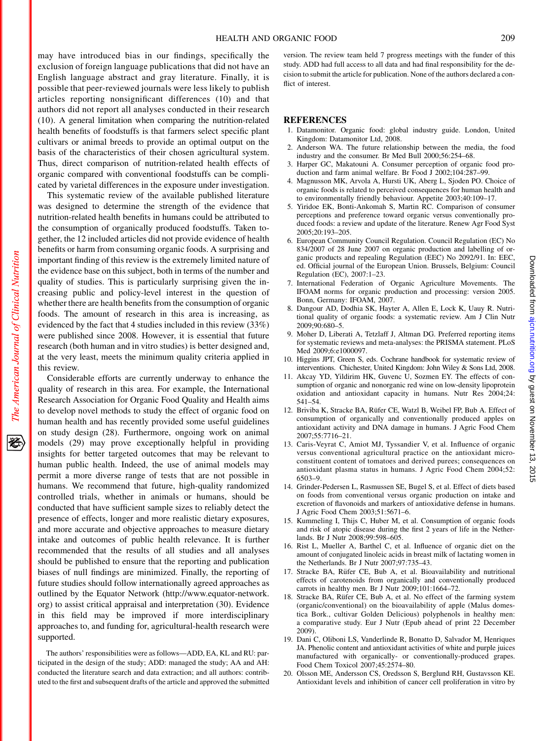may have introduced bias in our findings, specifically the exclusion of foreign language publications that did not have an English language abstract and gray literature. Finally, it is possible that peer-reviewed journals were less likely to publish articles reporting nonsignificant differences (10) and that authors did not report all analyses conducted in their research (10). A general limitation when comparing the nutrition-related health benefits of foodstuffs is that farmers select specific plant cultivars or animal breeds to provide an optimal output on the basis of the characteristics of their chosen agricultural system. Thus, direct comparison of nutrition-related health effects of organic compared with conventional foodstuffs can be complicated by varietal differences in the exposure under investigation.

This systematic review of the available published literature was designed to determine the strength of the evidence that nutrition-related health benefits in humans could be attributed to the consumption of organically produced foodstuffs. Taken together, the 12 included articles did not provide evidence of health benefits or harm from consuming organic foods. A surprising and important finding of this review is the extremely limited nature of the evidence base on this subject, both in terms of the number and quality of studies. This is particularly surprising given the increasing public and policy-level interest in the question of whether there are health benefits from the consumption of organic foods. The amount of research in this area is increasing, as evidenced by the fact that 4 studies included in this review (33%) were published since 2008. However, it is essential that future research (both human and in vitro studies) is better designed and, at the very least, meets the minimum quality criteria applied in this review.

Considerable efforts are currently underway to enhance the quality of research in this area. For example, the International Research Association for Organic Food Quality and Health aims to develop novel methods to study the effect of organic food on human health and has recently provided some useful guidelines on study design (28). Furthermore, ongoing work on animal models (29) may prove exceptionally helpful in providing insights for better targeted outcomes that may be relevant to human public health. Indeed, the use of animal models may permit a more diverse range of tests that are not possible in humans. We recommend that future, high-quality randomized controlled trials, whether in animals or humans, should be conducted that have sufficient sample sizes to reliably detect the presence of effects, longer and more realistic dietary exposures, and more accurate and objective approaches to measure dietary intake and outcomes of public health relevance. It is further recommended that the results of all studies and all analyses should be published to ensure that the reporting and publication biases of null findings are minimized. Finally, the reporting of future studies should follow internationally agreed approaches as outlined by the Equator Network (http://www.equator-network.org) to assist critical appraisal and interpretation (30). Evidence in this field may be improved if more interdisciplinary approaches to, and funding for, agricultural-health research were supported.

The authors' responsibilities were as follows—ADD, EA, KL and RU: participated in the design of the study; ADD: managed the study; AA and AH: conducted the literature search and data extraction; and all authors: contributed to the first and subsequent drafts of the article and approved the submitted version. The review team held 7 progress meetings with the funder of this study. ADD had full access to all data and had final responsibility for the decision to submit the article for publication. None of the authors declared a conflict of interest.

## REFERENCES

1. Datamonitor. Organic food: global industry guide. London, United Kingdom: Datamonitor Ltd, 2008.
2. Anderson WA. The future relationship between the media, the food industry and the consumer. Br Med Bull 2000;56:254–68.
3. Harper GC, Makatouni A. Consumer perception of organic food production and farm animal welfare. Br Food J 2002;104:287–99.
4. Magnusson MK, Arvola A, Hursti UK, Aberg L, Sjoden PO. Choice of organic foods is related to perceived consequences for human health and to environmentally friendly behaviour. Appetite 2003;40:109–17.
5. Yiridoe EK, Bonti-Ankomah S, Martin RC. Comparison of consumer perceptions and preference toward organic versus conventionally produced foods: a review and update of the literature. Renew Agr Food Syst 2005;20:193–205.
6. European Community Council Regulation. Council Regulation (EC) No 834/2007 of 28 June 2007 on organic production and labelling of organic products and repealing Regulation (EEC) No 2092/91. In: EEC, ed. Official journal of the European Union. Brussels, Belgium: Council Regulation (EC), 2007:1–23.
7. International Federation of Organic Agriculture Movements. The IFOAM norms for organic production and processing: version 2005. Bonn, Germany: IFOAM, 2007.
8. Dangour AD, Dodhia SK, Hayter A, Allen E, Lock K, Uauy R. Nutritional quality of organic foods: a systematic review. Am J Clin Nutr 2009;90:680–5.
9. Moher D, Liberati A, Tetzlaff J, Altman DG. Preferred reporting items for systematic reviews and meta-analyses: the PRISMA statement. PLoS Med 2009;6:e1000097.
10. Higgins JPT, Green S, eds. Cochrane handbook for systematic review of interventions. Chichester, United Kingdom: John Wiley & Sons Ltd, 2008.
11. Akcay YD, Yildirim HK, Guvenc U, Sozmen EY. The effects of consumption of organic and nonorganic red wine on low-density lipoprotein oxidation and antioxidant capacity in humans. Nutr Res 2004;24: 541–54.
12. Briviba K, Stracke BA, Rüfer CE, Watzl B, Weibel FP, Bub A. Effect of consumption of organically and conventionally produced apples on antioxidant activity and DNA damage in humans. J Agric Food Chem 2007;55:7716–21.
13. Caris-Veyrat C, Amiot MJ, Tyssandier V, et al. Influence of organic versus conventional agricultural practice on the antioxidant microconstituent content of tomatoes and derived purees; consequences on antioxidant plasma status in humans. J Agric Food Chem 2004;52: 6503–9.
14. Grinder-Pedersen L, Rasmussen SE, Bugel S, et al. Effect of diets based on foods from conventional versus organic production on intake and excretion of flavonoids and markers of antioxidative defense in humans. J Agric Food Chem 2003;51:5671–6.
15. Kummeling I, Thijs C, Huber M, et al. Consumption of organic foods and risk of atopic disease during the first 2 years of life in the Netherlands. Br J Nutr 2008;99:598–605.
16. Rist L, Mueller A, Barthel C, et al. Influence of organic diet on the amount of conjugated linoleic acids in breast milk of lactating women in the Netherlands. Br J Nutr 2007;97:735–43.
17. Stracke BA, Rüfer CE, Bub A, et al. Bioavailability and nutritional effects of carotenoids from organically and conventionally produced carrots in healthy men. Br J Nutr 2009;101:1664–72.
18. Stracke BA, Rüfer CE, Bub A, et al. No effect of the farming system (organic/conventional) on the bioavailability of apple (Malus domestica Bork., cultivar Golden Delicious) polyphenols in healthy men: a comparative study. Eur J Nutr (Epub ahead of print 22 December 2009).
19. Dani C, Oliboni LS, Vanderlinde R, Bonatto D, Salvador M, Henriques JA. Phenolic content and antioxidant activities of white and purple juices manufactured with organically- or conventionally-produced grapes. Food Chem Toxicol 2007;45:2574–80.
20. Olsson ME, Andersson CS, Oredsson S, Berglund RH, Gustavsson KE. Antioxidant levels and inhibition of cancer cell proliferation in vitro by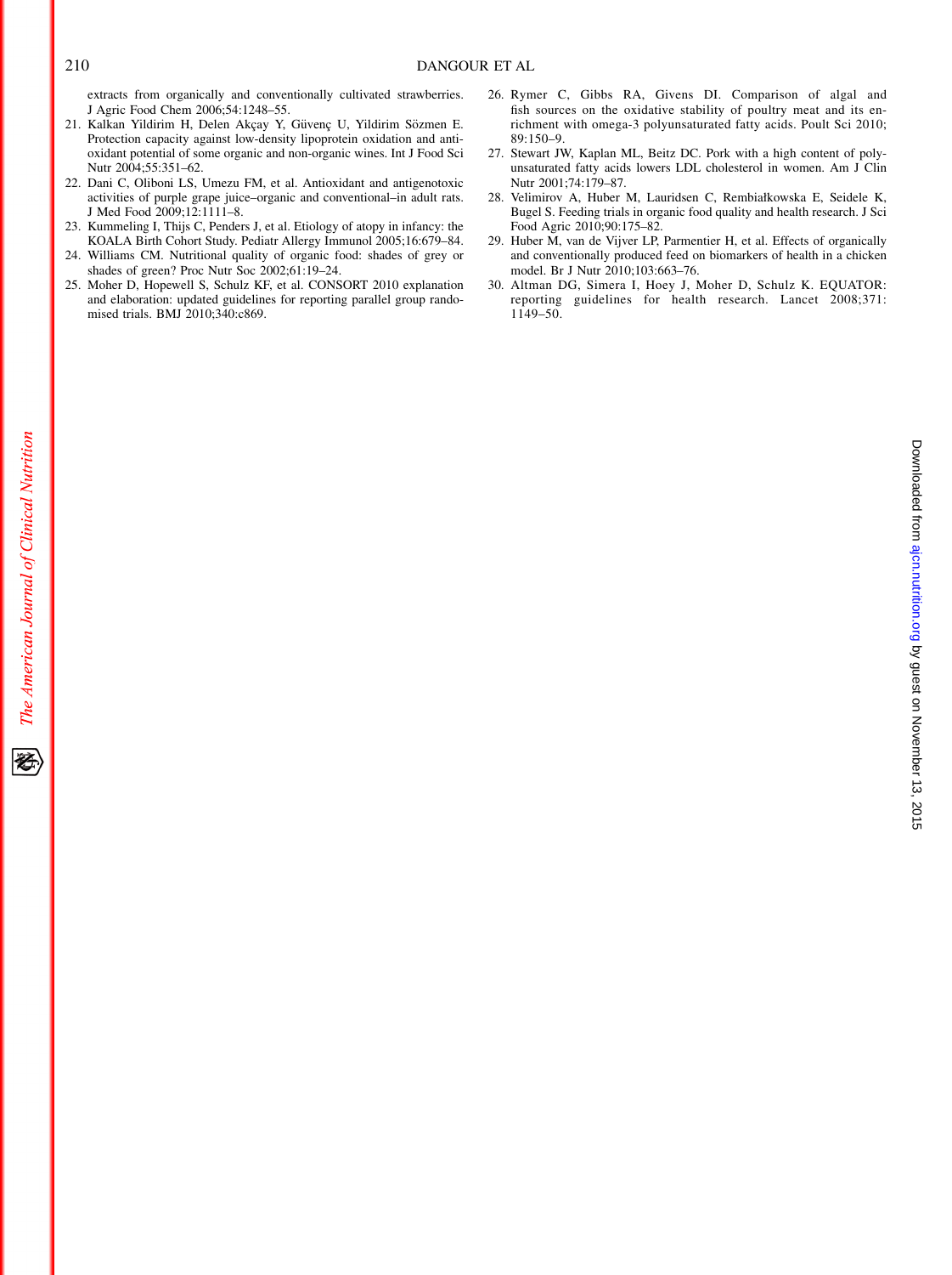extracts from organically and conventionally cultivated strawberries. J Agric Food Chem 2006;54:1248–55.

21. Kalkan Yildirim H, Delen Akçay Y, Güvenç U, Yildirim Sözmen E. Protection capacity against low-density lipoprotein oxidation and antioxidant potential of some organic and non-organic wines. Int J Food Sci Nutr 2004;55:351–62.
22. Dani C, Oliboni LS, Umezu FM, et al. Antioxidant and antigenotoxic activities of purple grape juice–organic and conventional–in adult rats. J Med Food 2009;12:1111–8.
23. Kummeling I, Thijs C, Penders J, et al. Etiology of atopy in infancy: the KOALA Birth Cohort Study. Pediatr Allergy Immunol 2005;16:679–84.
24. Williams CM. Nutritional quality of organic food: shades of grey or shades of green? Proc Nutr Soc 2002;61:19–24.
25. Moher D, Hopewell S, Schulz KF, et al. CONSORT 2010 explanation and elaboration: updated guidelines for reporting parallel group randomised trials. BMJ 2010;340:c869.
26. Rymer C, Gibbs RA, Givens DI. Comparison of algal and fish sources on the oxidative stability of poultry meat and its enrichment with omega-3 polyunsaturated fatty acids. Poult Sci 2010;89:150–9.
27. Stewart JW, Kaplan ML, Beitz DC. Pork with a high content of polyunsaturated fatty acids lowers LDL cholesterol in women. Am J Clin Nutr 2001;74:179–87.
28. Velimirov A, Huber M, Lauridsen C, Rembiałkowska E, Seidele K, Bugel S. Feeding trials in organic food quality and health research. J Sci Food Agric 2010;90:175–82.
29. Huber M, van de Vijver LP, Parmentier H, et al. Effects of organically and conventionally produced feed on biomarkers of health in a chicken model. Br J Nutr 2010;103:663–76.
30. Altman DG, Simera I, Hoey J, Moher D, Schulz K. EQUATOR: reporting guidelines for health research. Lancet 2008;371:1149–50.